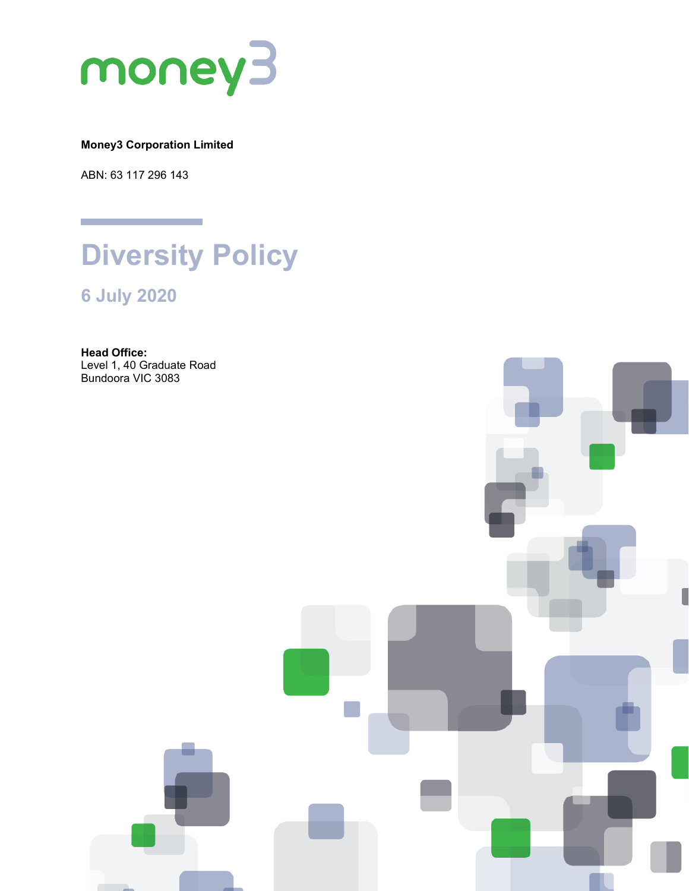money3

**Money3 Corporation Limited**

ABN: 63 117 296 143

# Diversity Policy

## 6 July 2020

**Head Office:**
Level 1, 40 Graduate Road
Bundoora VIC 3083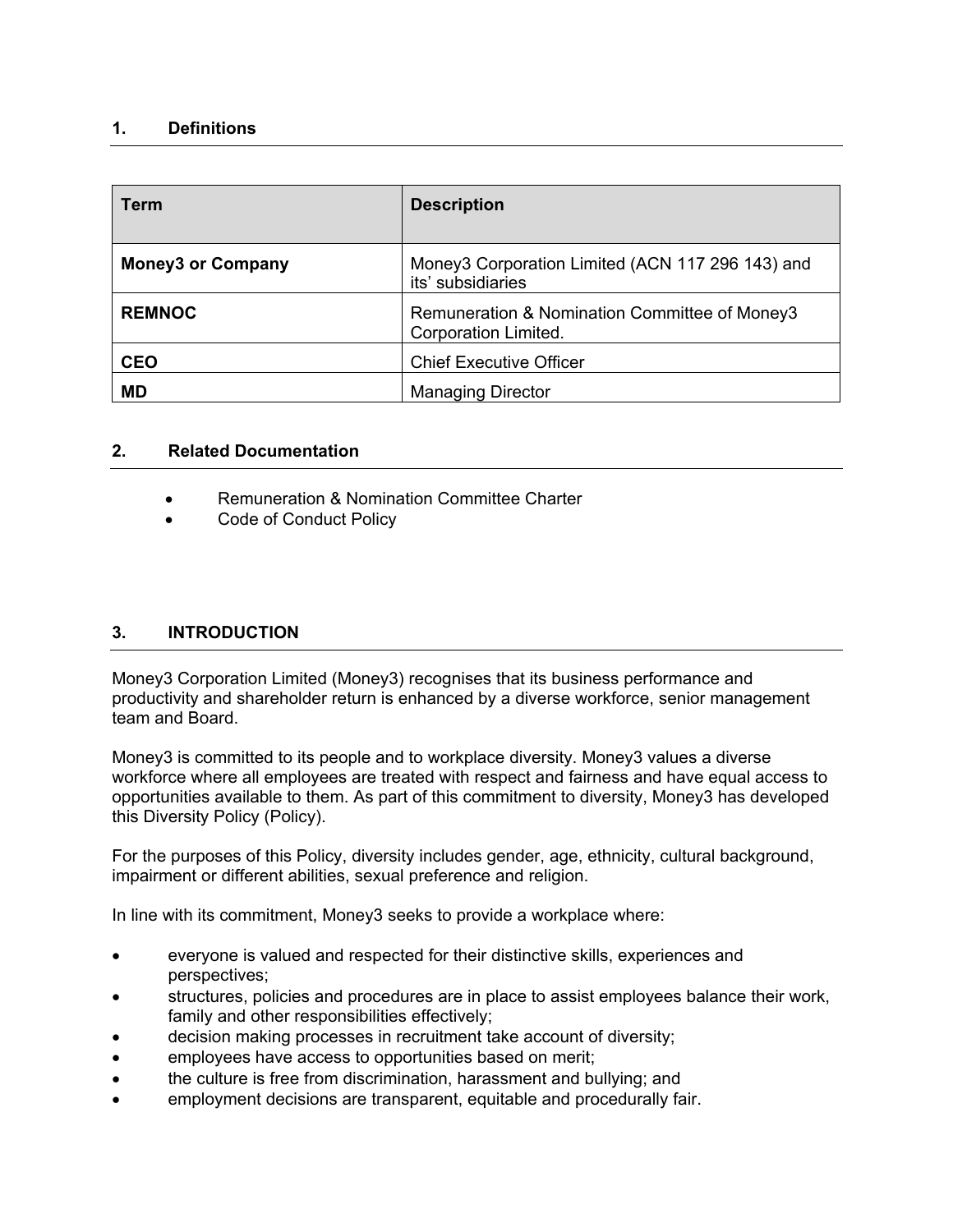## 1. Definitions

| Term | Description |
|---|---|
| **Money3 or Company** | Money3 Corporation Limited (ACN 117 296 143) and its' subsidiaries |
| **REMNOC** | Remuneration & Nomination Committee of Money3 Corporation Limited. |
| **CEO** | Chief Executive Officer |
| **MD** | Managing Director |

## 2. Related Documentation

- Remuneration & Nomination Committee Charter
- Code of Conduct Policy

## 3. INTRODUCTION

Money3 Corporation Limited (Money3) recognises that its business performance and productivity and shareholder return is enhanced by a diverse workforce, senior management team and Board.

Money3 is committed to its people and to workplace diversity. Money3 values a diverse workforce where all employees are treated with respect and fairness and have equal access to opportunities available to them. As part of this commitment to diversity, Money3 has developed this Diversity Policy (Policy).

For the purposes of this Policy, diversity includes gender, age, ethnicity, cultural background, impairment or different abilities, sexual preference and religion.

In line with its commitment, Money3 seeks to provide a workplace where:

- everyone is valued and respected for their distinctive skills, experiences and perspectives;
- structures, policies and procedures are in place to assist employees balance their work, family and other responsibilities effectively;
- decision making processes in recruitment take account of diversity;
- employees have access to opportunities based on merit;
- the culture is free from discrimination, harassment and bullying; and
- employment decisions are transparent, equitable and procedurally fair.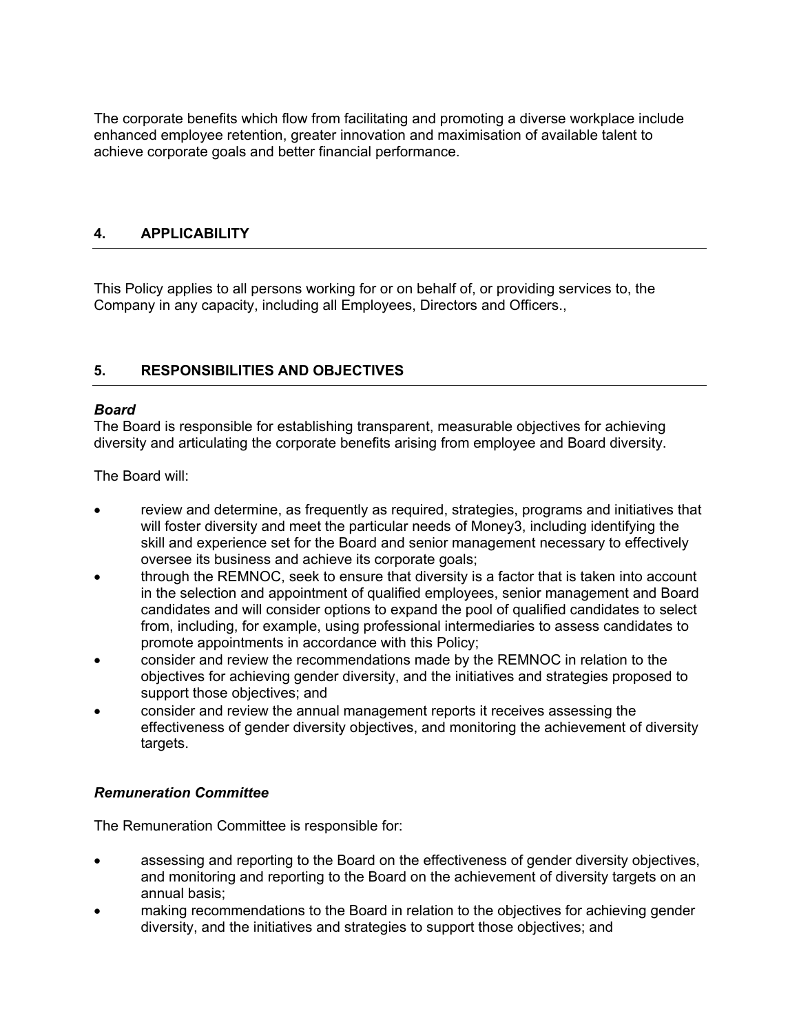The corporate benefits which flow from facilitating and promoting a diverse workplace include enhanced employee retention, greater innovation and maximisation of available talent to achieve corporate goals and better financial performance.

## 4. APPLICABILITY

This Policy applies to all persons working for or on behalf of, or providing services to, the Company in any capacity, including all Employees, Directors and Officers.,

## 5. RESPONSIBILITIES AND OBJECTIVES

***Board***

The Board is responsible for establishing transparent, measurable objectives for achieving diversity and articulating the corporate benefits arising from employee and Board diversity.

The Board will:

- review and determine, as frequently as required, strategies, programs and initiatives that will foster diversity and meet the particular needs of Money3, including identifying the skill and experience set for the Board and senior management necessary to effectively oversee its business and achieve its corporate goals;
- through the REMNOC, seek to ensure that diversity is a factor that is taken into account in the selection and appointment of qualified employees, senior management and Board candidates and will consider options to expand the pool of qualified candidates to select from, including, for example, using professional intermediaries to assess candidates to promote appointments in accordance with this Policy;
- consider and review the recommendations made by the REMNOC in relation to the objectives for achieving gender diversity, and the initiatives and strategies proposed to support those objectives; and
- consider and review the annual management reports it receives assessing the effectiveness of gender diversity objectives, and monitoring the achievement of diversity targets.

***Remuneration Committee***

The Remuneration Committee is responsible for:

- assessing and reporting to the Board on the effectiveness of gender diversity objectives, and monitoring and reporting to the Board on the achievement of diversity targets on an annual basis;
- making recommendations to the Board in relation to the objectives for achieving gender diversity, and the initiatives and strategies to support those objectives; and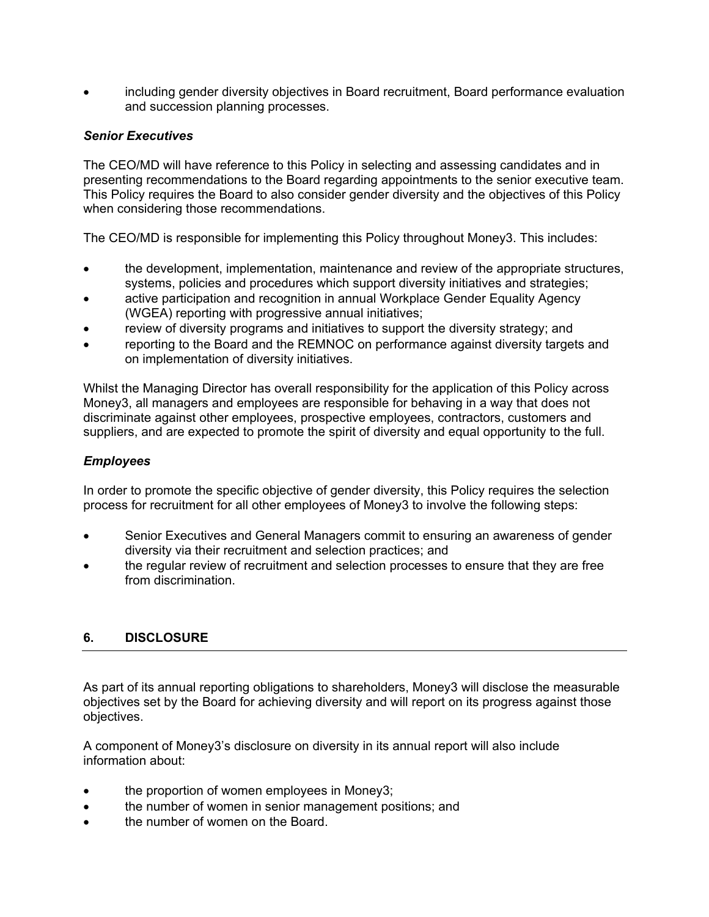- including gender diversity objectives in Board recruitment, Board performance evaluation and succession planning processes.

***Senior Executives***

The CEO/MD will have reference to this Policy in selecting and assessing candidates and in presenting recommendations to the Board regarding appointments to the senior executive team. This Policy requires the Board to also consider gender diversity and the objectives of this Policy when considering those recommendations.

The CEO/MD is responsible for implementing this Policy throughout Money3. This includes:

- the development, implementation, maintenance and review of the appropriate structures, systems, policies and procedures which support diversity initiatives and strategies;
- active participation and recognition in annual Workplace Gender Equality Agency (WGEA) reporting with progressive annual initiatives;
- review of diversity programs and initiatives to support the diversity strategy; and
- reporting to the Board and the REMNOC on performance against diversity targets and on implementation of diversity initiatives.

Whilst the Managing Director has overall responsibility for the application of this Policy across Money3, all managers and employees are responsible for behaving in a way that does not discriminate against other employees, prospective employees, contractors, customers and suppliers, and are expected to promote the spirit of diversity and equal opportunity to the full.

***Employees***

In order to promote the specific objective of gender diversity, this Policy requires the selection process for recruitment for all other employees of Money3 to involve the following steps:

- Senior Executives and General Managers commit to ensuring an awareness of gender diversity via their recruitment and selection practices; and
- the regular review of recruitment and selection processes to ensure that they are free from discrimination.

## 6. DISCLOSURE

As part of its annual reporting obligations to shareholders, Money3 will disclose the measurable objectives set by the Board for achieving diversity and will report on its progress against those objectives.

A component of Money3's disclosure on diversity in its annual report will also include information about:

- the proportion of women employees in Money3;
- the number of women in senior management positions; and
- the number of women on the Board.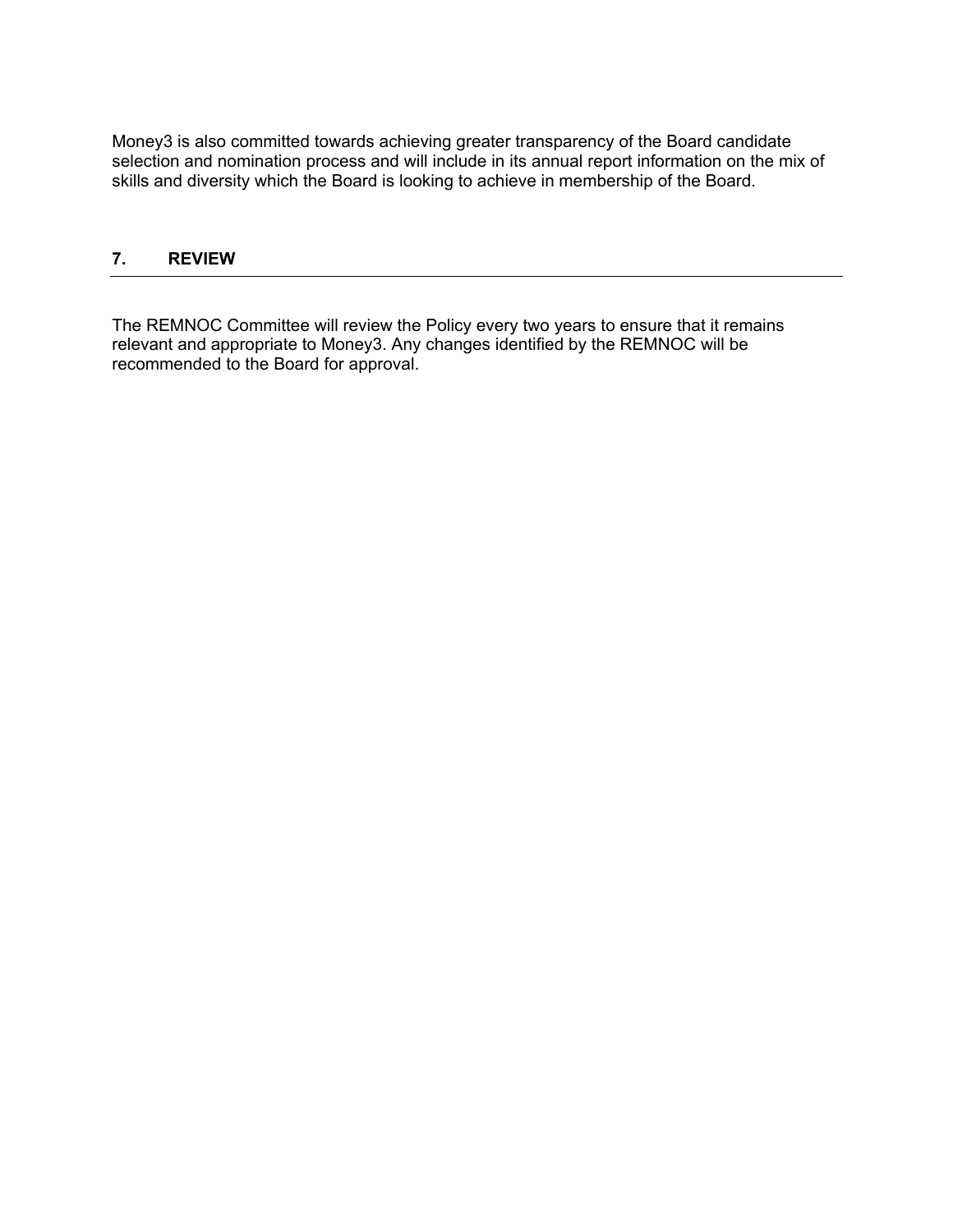Money3 is also committed towards achieving greater transparency of the Board candidate selection and nomination process and will include in its annual report information on the mix of skills and diversity which the Board is looking to achieve in membership of the Board.

## 7. REVIEW

The REMNOC Committee will review the Policy every two years to ensure that it remains relevant and appropriate to Money3. Any changes identified by the REMNOC will be recommended to the Board for approval.